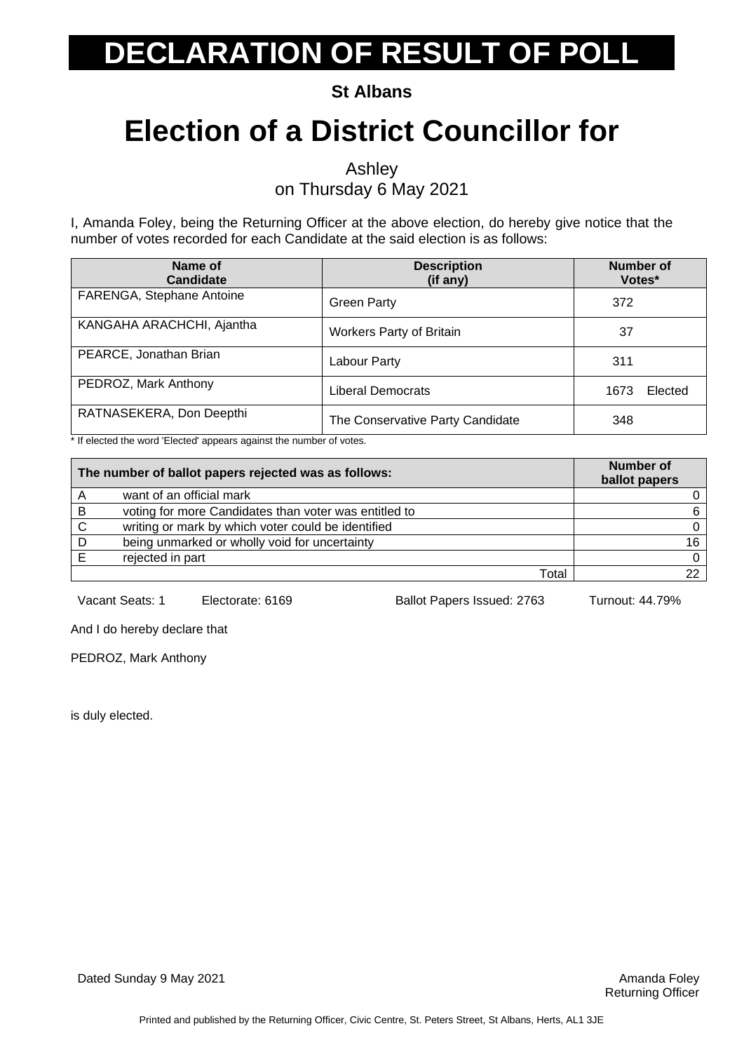# DECLARATION OF RESULT OF POLL

**St Albans**

# Election of a District Councillor for

Ashley
on Thursday 6 May 2021

I, Amanda Foley, being the Returning Officer at the above election, do hereby give notice that the number of votes recorded for each Candidate at the said election is as follows:

| Name of Candidate | Description (if any) | Number of Votes* |
|---|---|---|
| FARENGA, Stephane Antoine | Green Party | 372 |
| KANGAHA ARACHCHI, Ajantha | Workers Party of Britain | 37 |
| PEARCE, Jonathan Brian | Labour Party | 311 |
| PEDROZ, Mark Anthony | Liberal Democrats | 1673 Elected |
| RATNASEKERA, Don Deepthi | The Conservative Party Candidate | 348 |

* If elected the word 'Elected' appears against the number of votes.

| | The number of ballot papers rejected was as follows: | Number of ballot papers |
|---|---|---|
| A | want of an official mark | 0 |
| B | voting for more Candidates than voter was entitled to | 6 |
| C | writing or mark by which voter could be identified | 0 |
| D | being unmarked or wholly void for uncertainty | 16 |
| E | rejected in part | 0 |
| | Total | 22 |

Vacant Seats: 1    Electorate: 6169    Ballot Papers Issued: 2763    Turnout: 44.79%

And I do hereby declare that

PEDROZ, Mark Anthony

is duly elected.

Dated Sunday 9 May 2021

Amanda Foley
Returning Officer

Printed and published by the Returning Officer, Civic Centre, St. Peters Street, St Albans, Herts, AL1 3JE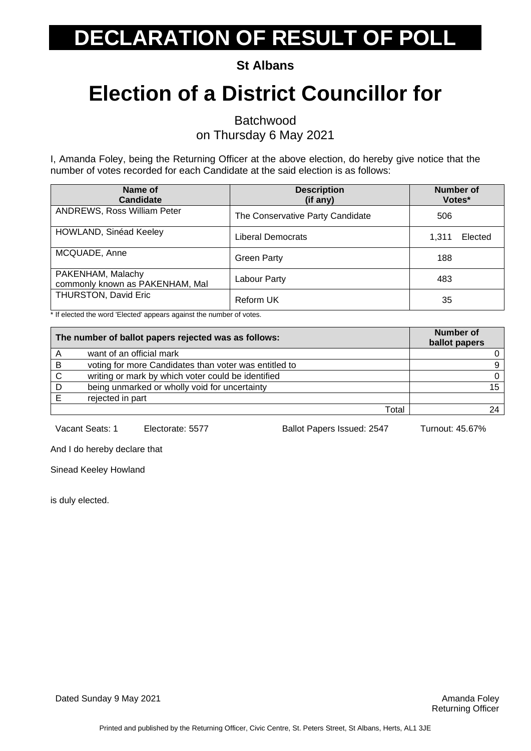# DECLARATION OF RESULT OF POLL

**St Albans**

# Election of a District Councillor for

Batchwood
on Thursday 6 May 2021

I, Amanda Foley, being the Returning Officer at the above election, do hereby give notice that the number of votes recorded for each Candidate at the said election is as follows:

| Name of Candidate | Description (if any) | Number of Votes* |
|---|---|---|
| ANDREWS, Ross William Peter | The Conservative Party Candidate | 506 |
| HOWLAND, Sinéad Keeley | Liberal Democrats | 1,311 Elected |
| MCQUADE, Anne | Green Party | 188 |
| PAKENHAM, Malachy commonly known as PAKENHAM, Mal | Labour Party | 483 |
| THURSTON, David Eric | Reform UK | 35 |

\* If elected the word 'Elected' appears against the number of votes.

| | The number of ballot papers rejected was as follows: | Number of ballot papers |
|---|---|---|
| A | want of an official mark | 0 |
| B | voting for more Candidates than voter was entitled to | 9 |
| C | writing or mark by which voter could be identified | 0 |
| D | being unmarked or wholly void for uncertainty | 15 |
| E | rejected in part | |
| | Total | 24 |

Vacant Seats: 1 Electorate: 5577 Ballot Papers Issued: 2547 Turnout: 45.67%

And I do hereby declare that

Sinead Keeley Howland

is duly elected.

Dated Sunday 9 May 2021

Amanda Foley
Returning Officer

Printed and published by the Returning Officer, Civic Centre, St. Peters Street, St Albans, Herts, AL1 3JE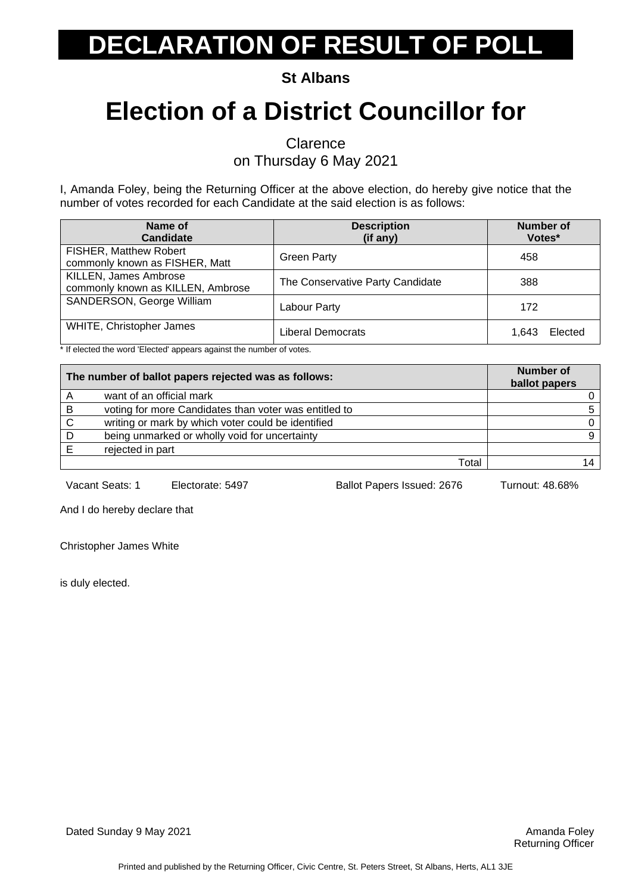# DECLARATION OF RESULT OF POLL

**St Albans**

# Election of a District Councillor for

Clarence
on Thursday 6 May 2021

I, Amanda Foley, being the Returning Officer at the above election, do hereby give notice that the number of votes recorded for each Candidate at the said election is as follows:

| Name of Candidate | Description (if any) | Number of Votes* |
|---|---|---|
| FISHER, Matthew Robert commonly known as FISHER, Matt | Green Party | 458 |
| KILLEN, James Ambrose commonly known as KILLEN, Ambrose | The Conservative Party Candidate | 388 |
| SANDERSON, George William | Labour Party | 172 |
| WHITE, Christopher James | Liberal Democrats | 1,643 Elected |

* If elected the word 'Elected' appears against the number of votes.

| The number of ballot papers rejected was as follows: | | Number of ballot papers |
|---|---|---|
| A | want of an official mark | 0 |
| B | voting for more Candidates than voter was entitled to | 5 |
| C | writing or mark by which voter could be identified | 0 |
| D | being unmarked or wholly void for uncertainty | 9 |
| E | rejected in part | |
| | Total | 14 |

Vacant Seats: 1 Electorate: 5497 Ballot Papers Issued: 2676 Turnout: 48.68%

And I do hereby declare that

Christopher James White

is duly elected.

Dated Sunday 9 May 2021

Amanda Foley
Returning Officer

Printed and published by the Returning Officer, Civic Centre, St. Peters Street, St Albans, Herts, AL1 3JE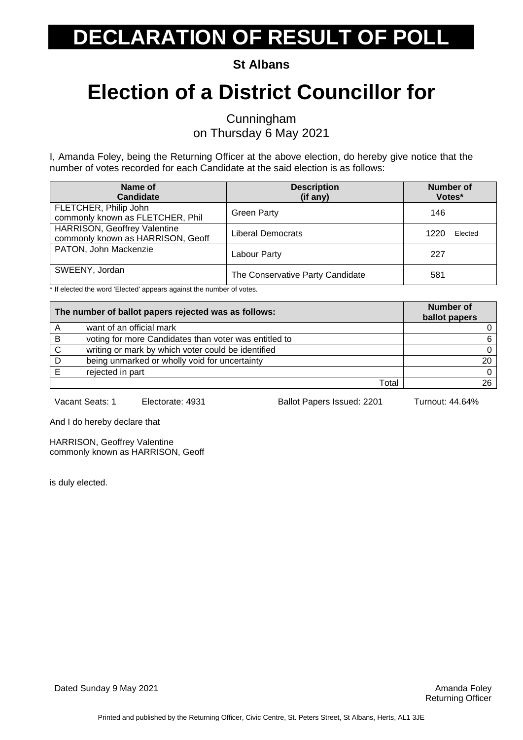# DECLARATION OF RESULT OF POLL

**St Albans**

# Election of a District Councillor for

Cunningham
on Thursday 6 May 2021

I, Amanda Foley, being the Returning Officer at the above election, do hereby give notice that the number of votes recorded for each Candidate at the said election is as follows:

| Name of Candidate | Description (if any) | Number of Votes* |
|---|---|---|
| FLETCHER, Philip John commonly known as FLETCHER, Phil | Green Party | 146 |
| HARRISON, Geoffrey Valentine commonly known as HARRISON, Geoff | Liberal Democrats | 1220 Elected |
| PATON, John Mackenzie | Labour Party | 227 |
| SWEENY, Jordan | The Conservative Party Candidate | 581 |

* If elected the word 'Elected' appears against the number of votes.

| | The number of ballot papers rejected was as follows: | Number of ballot papers |
|---|---|---|
| A | want of an official mark | 0 |
| B | voting for more Candidates than voter was entitled to | 6 |
| C | writing or mark by which voter could be identified | 0 |
| D | being unmarked or wholly void for uncertainty | 20 |
| E | rejected in part | 0 |
| | Total | 26 |

Vacant Seats: 1 Electorate: 4931 Ballot Papers Issued: 2201 Turnout: 44.64%

And I do hereby declare that

HARRISON, Geoffrey Valentine
commonly known as HARRISON, Geoff

is duly elected.

Dated Sunday 9 May 2021

Amanda Foley
Returning Officer

Printed and published by the Returning Officer, Civic Centre, St. Peters Street, St Albans, Herts, AL1 3JE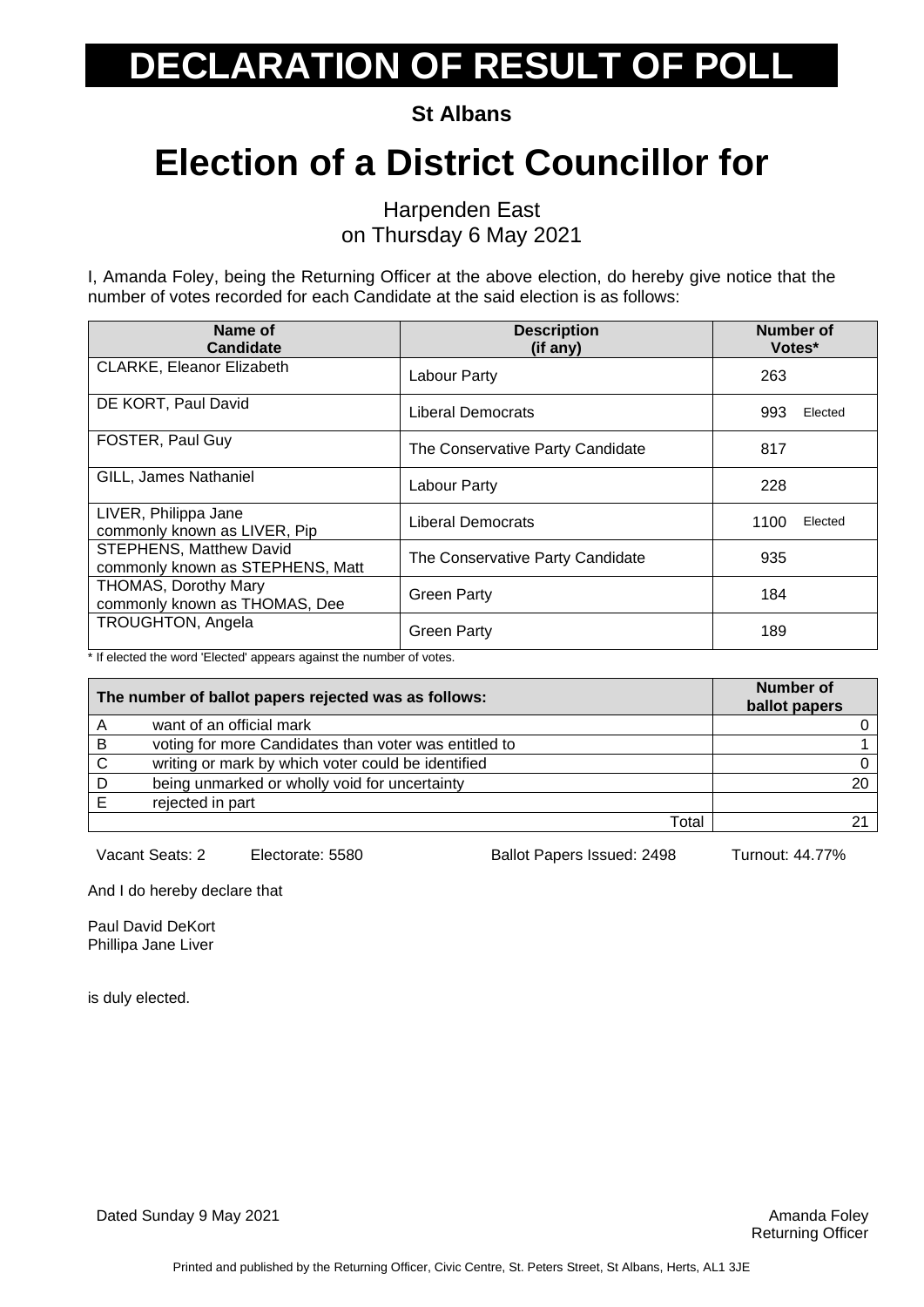# DECLARATION OF RESULT OF POLL

**St Albans**

# Election of a District Councillor for

Harpenden East
on Thursday 6 May 2021

I, Amanda Foley, being the Returning Officer at the above election, do hereby give notice that the number of votes recorded for each Candidate at the said election is as follows:

| Name of Candidate | Description (if any) | Number of Votes* |
|---|---|---|
| CLARKE, Eleanor Elizabeth | Labour Party | 263 |
| DE KORT, Paul David | Liberal Democrats | 993 Elected |
| FOSTER, Paul Guy | The Conservative Party Candidate | 817 |
| GILL, James Nathaniel | Labour Party | 228 |
| LIVER, Philippa Jane commonly known as LIVER, Pip | Liberal Democrats | 1100 Elected |
| STEPHENS, Matthew David commonly known as STEPHENS, Matt | The Conservative Party Candidate | 935 |
| THOMAS, Dorothy Mary commonly known as THOMAS, Dee | Green Party | 184 |
| TROUGHTON, Angela | Green Party | 189 |

\* If elected the word 'Elected' appears against the number of votes.

| | The number of ballot papers rejected was as follows: | Number of ballot papers |
|---|---|---|
| A | want of an official mark | 0 |
| B | voting for more Candidates than voter was entitled to | 1 |
| C | writing or mark by which voter could be identified | 0 |
| D | being unmarked or wholly void for uncertainty | 20 |
| E | rejected in part | |
| | Total | 21 |

Vacant Seats: 2 Electorate: 5580 Ballot Papers Issued: 2498 Turnout: 44.77%

And I do hereby declare that

Paul David DeKort
Phillipa Jane Liver

is duly elected.

Dated Sunday 9 May 2021

Amanda Foley
Returning Officer

Printed and published by the Returning Officer, Civic Centre, St. Peters Street, St Albans, Herts, AL1 3JE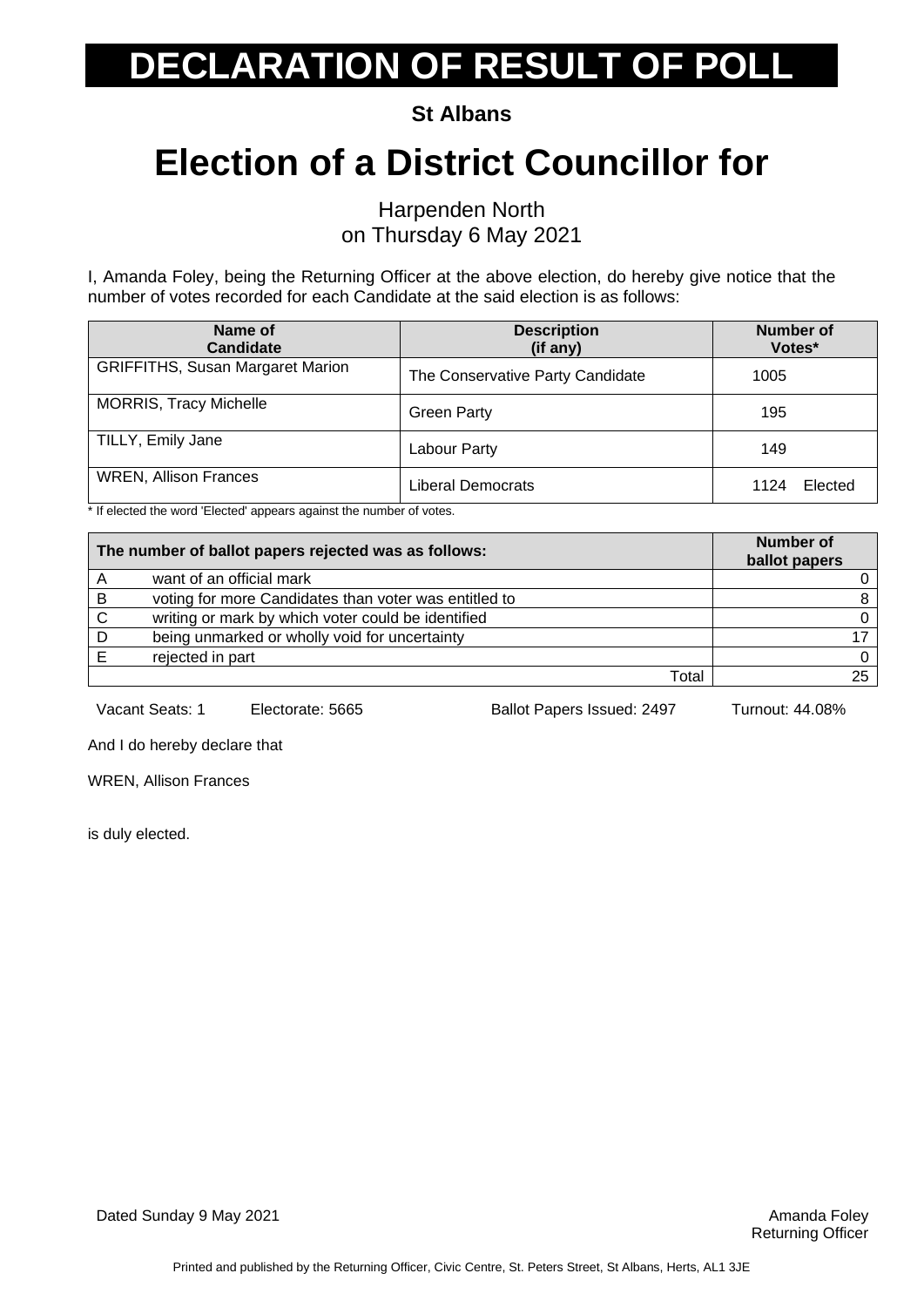# DECLARATION OF RESULT OF POLL

**St Albans**

# Election of a District Councillor for

Harpenden North
on Thursday 6 May 2021

I, Amanda Foley, being the Returning Officer at the above election, do hereby give notice that the number of votes recorded for each Candidate at the said election is as follows:

| Name of Candidate | Description (if any) | Number of Votes* |
|---|---|---|
| GRIFFITHS, Susan Margaret Marion | The Conservative Party Candidate | 1005 |
| MORRIS, Tracy Michelle | Green Party | 195 |
| TILLY, Emily Jane | Labour Party | 149 |
| WREN, Allison Frances | Liberal Democrats | 1124 Elected |

\* If elected the word 'Elected' appears against the number of votes.

| The number of ballot papers rejected was as follows: | | Number of ballot papers |
|---|---|---|
| A | want of an official mark | 0 |
| B | voting for more Candidates than voter was entitled to | 8 |
| C | writing or mark by which voter could be identified | 0 |
| D | being unmarked or wholly void for uncertainty | 17 |
| E | rejected in part | 0 |
| | Total | 25 |

Vacant Seats: 1 Electorate: 5665 Ballot Papers Issued: 2497 Turnout: 44.08%

And I do hereby declare that

WREN, Allison Frances

is duly elected.

Dated Sunday 9 May 2021

Amanda Foley
Returning Officer

Printed and published by the Returning Officer, Civic Centre, St. Peters Street, St Albans, Herts, AL1 3JE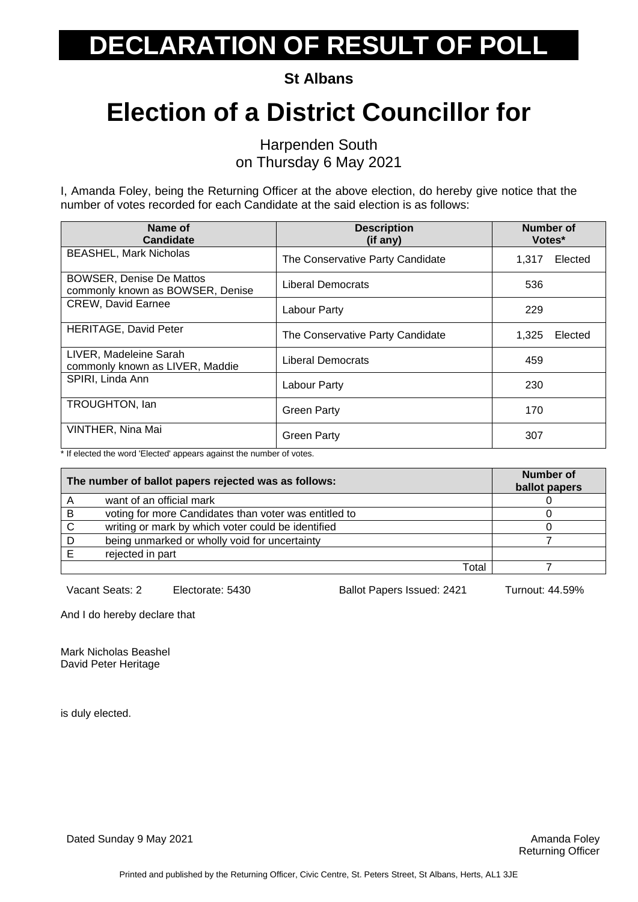# DECLARATION OF RESULT OF POLL

**St Albans**

# Election of a District Councillor for

Harpenden South
on Thursday 6 May 2021

I, Amanda Foley, being the Returning Officer at the above election, do hereby give notice that the number of votes recorded for each Candidate at the said election is as follows:

| Name of Candidate | Description (if any) | Number of Votes* |
|---|---|---|
| BEASHEL, Mark Nicholas | The Conservative Party Candidate | 1,317 Elected |
| BOWSER, Denise De Mattos commonly known as BOWSER, Denise | Liberal Democrats | 536 |
| CREW, David Earnee | Labour Party | 229 |
| HERITAGE, David Peter | The Conservative Party Candidate | 1,325 Elected |
| LIVER, Madeleine Sarah commonly known as LIVER, Maddie | Liberal Democrats | 459 |
| SPIRI, Linda Ann | Labour Party | 230 |
| TROUGHTON, Ian | Green Party | 170 |
| VINTHER, Nina Mai | Green Party | 307 |

\* If elected the word 'Elected' appears against the number of votes.

| | The number of ballot papers rejected was as follows: | Number of ballot papers |
|---|---|---|
| A | want of an official mark | 0 |
| B | voting for more Candidates than voter was entitled to | 0 |
| C | writing or mark by which voter could be identified | 0 |
| D | being unmarked or wholly void for uncertainty | 7 |
| E | rejected in part | |
| | Total | 7 |

Vacant Seats: 2    Electorate: 5430    Ballot Papers Issued: 2421    Turnout: 44.59%

And I do hereby declare that

Mark Nicholas Beashel
David Peter Heritage

is duly elected.

Dated Sunday 9 May 2021

Amanda Foley
Returning Officer

Printed and published by the Returning Officer, Civic Centre, St. Peters Street, St Albans, Herts, AL1 3JE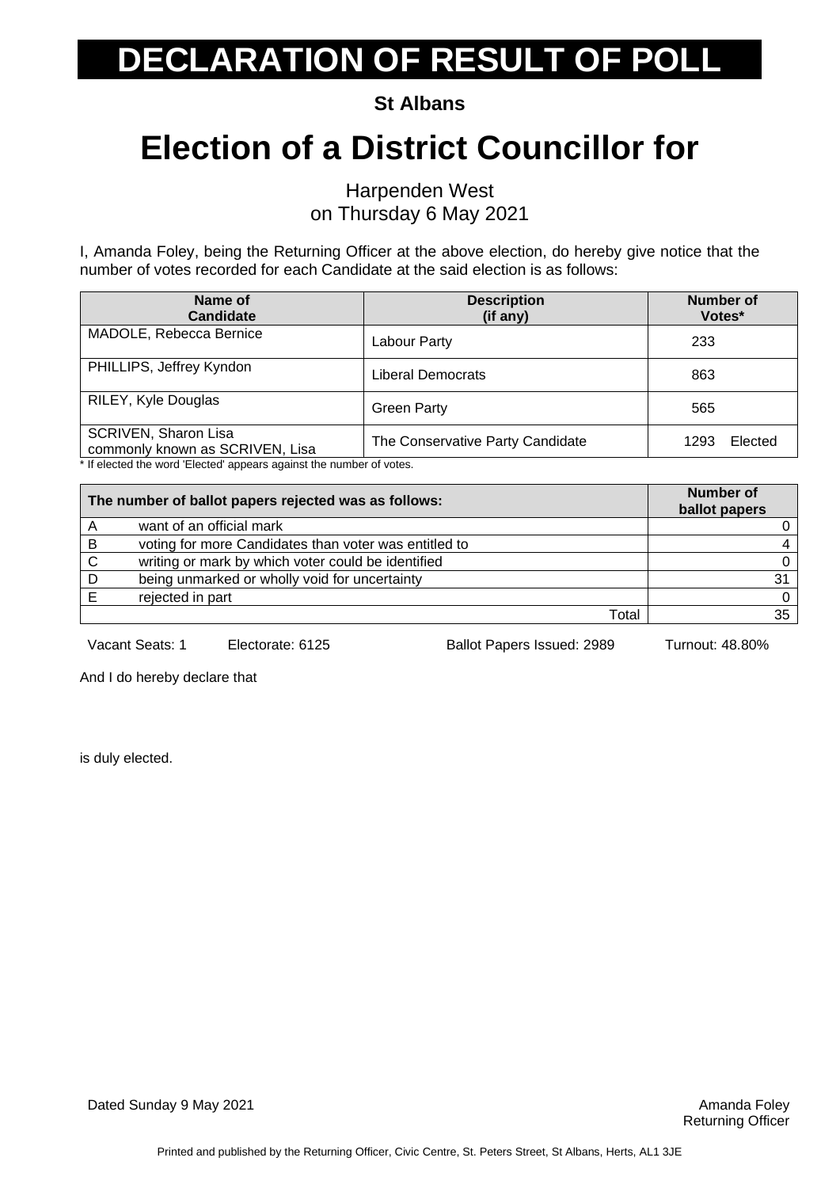# DECLARATION OF RESULT OF POLL

**St Albans**

# Election of a District Councillor for

Harpenden West
on Thursday 6 May 2021

I, Amanda Foley, being the Returning Officer at the above election, do hereby give notice that the number of votes recorded for each Candidate at the said election is as follows:

| Name of Candidate | Description (if any) | Number of Votes* |
|---|---|---|
| MADOLE, Rebecca Bernice | Labour Party | 233 |
| PHILLIPS, Jeffrey Kyndon | Liberal Democrats | 863 |
| RILEY, Kyle Douglas | Green Party | 565 |
| SCRIVEN, Sharon Lisa commonly known as SCRIVEN, Lisa | The Conservative Party Candidate | 1293 Elected |

* If elected the word 'Elected' appears against the number of votes.

| The number of ballot papers rejected was as follows: | | Number of ballot papers |
|---|---|---|
| A | want of an official mark | 0 |
| B | voting for more Candidates than voter was entitled to | 4 |
| C | writing or mark by which voter could be identified | 0 |
| D | being unmarked or wholly void for uncertainty | 31 |
| E | rejected in part | 0 |
| | Total | 35 |

Vacant Seats: 1 Electorate: 6125 Ballot Papers Issued: 2989 Turnout: 48.80%

And I do hereby declare that

is duly elected.

Dated Sunday 9 May 2021

Amanda Foley
Returning Officer

Printed and published by the Returning Officer, Civic Centre, St. Peters Street, St Albans, Herts, AL1 3JE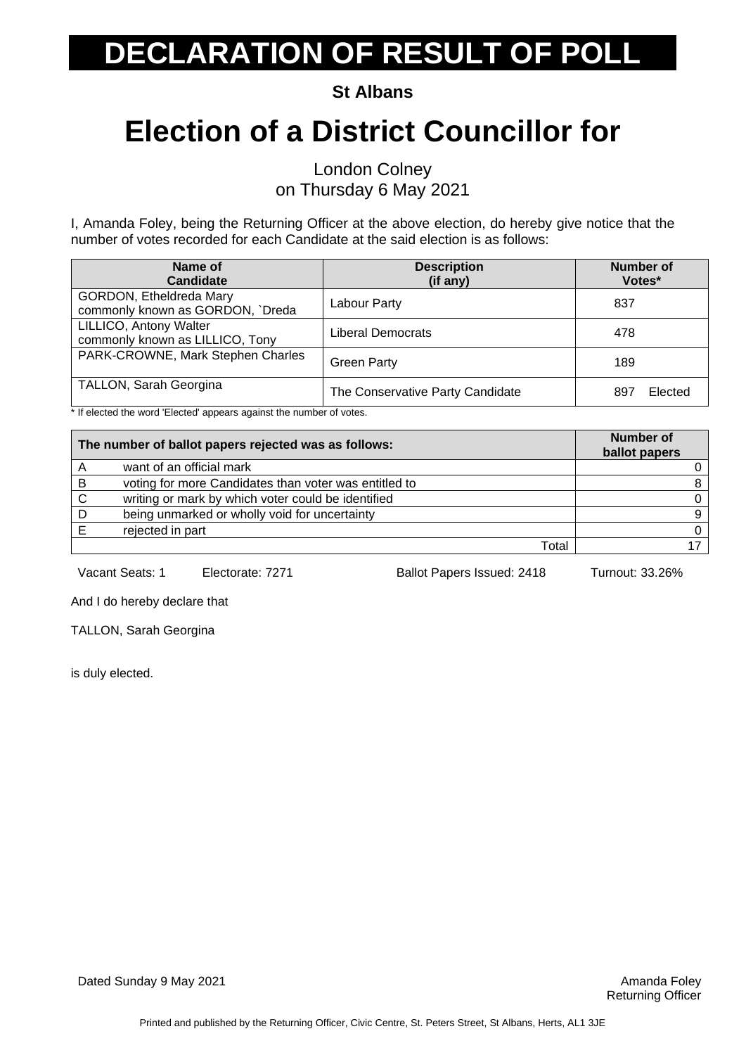# DECLARATION OF RESULT OF POLL

**St Albans**

# Election of a District Councillor for

London Colney
on Thursday 6 May 2021

I, Amanda Foley, being the Returning Officer at the above election, do hereby give notice that the number of votes recorded for each Candidate at the said election is as follows:

| Name of Candidate | Description (if any) | Number of Votes* |
|---|---|---|
| GORDON, Etheldreda Mary commonly known as GORDON, `Dreda | Labour Party | 837 |
| LILLICO, Antony Walter commonly known as LILLICO, Tony | Liberal Democrats | 478 |
| PARK-CROWNE, Mark Stephen Charles | Green Party | 189 |
| TALLON, Sarah Georgina | The Conservative Party Candidate | 897 Elected |

* If elected the word 'Elected' appears against the number of votes.

| | The number of ballot papers rejected was as follows: | Number of ballot papers |
|---|---|---|
| A | want of an official mark | 0 |
| B | voting for more Candidates than voter was entitled to | 8 |
| C | writing or mark by which voter could be identified | 0 |
| D | being unmarked or wholly void for uncertainty | 9 |
| E | rejected in part | 0 |
| | Total | 17 |

Vacant Seats: 1 Electorate: 7271 Ballot Papers Issued: 2418 Turnout: 33.26%

And I do hereby declare that

TALLON, Sarah Georgina

is duly elected.

Dated Sunday 9 May 2021

Amanda Foley
Returning Officer

Printed and published by the Returning Officer, Civic Centre, St. Peters Street, St Albans, Herts, AL1 3JE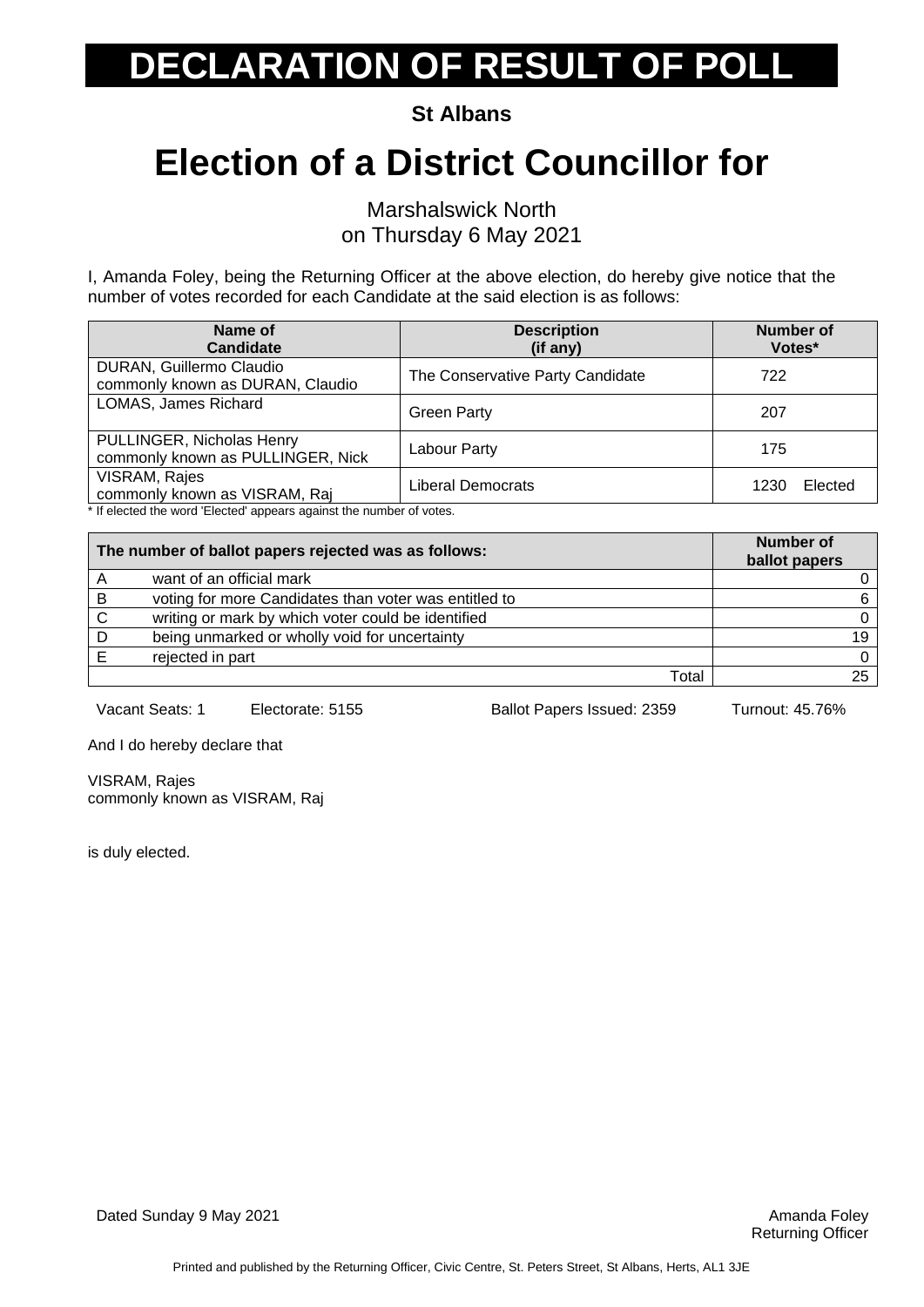# DECLARATION OF RESULT OF POLL

**St Albans**

# Election of a District Councillor for

Marshalswick North
on Thursday 6 May 2021

I, Amanda Foley, being the Returning Officer at the above election, do hereby give notice that the number of votes recorded for each Candidate at the said election is as follows:

| Name of Candidate | Description (if any) | Number of Votes* |
|---|---|---|
| DURAN, Guillermo Claudio commonly known as DURAN, Claudio | The Conservative Party Candidate | 722 |
| LOMAS, James Richard | Green Party | 207 |
| PULLINGER, Nicholas Henry commonly known as PULLINGER, Nick | Labour Party | 175 |
| VISRAM, Rajes commonly known as VISRAM, Raj | Liberal Democrats | 1230 Elected |

* If elected the word 'Elected' appears against the number of votes.

| | The number of ballot papers rejected was as follows: | Number of ballot papers |
|---|---|---|
| A | want of an official mark | 0 |
| B | voting for more Candidates than voter was entitled to | 6 |
| C | writing or mark by which voter could be identified | 0 |
| D | being unmarked or wholly void for uncertainty | 19 |
| E | rejected in part | 0 |
| | Total | 25 |

Vacant Seats: 1 Electorate: 5155 Ballot Papers Issued: 2359 Turnout: 45.76%

And I do hereby declare that

VISRAM, Rajes
commonly known as VISRAM, Raj

is duly elected.

Dated Sunday 9 May 2021

Amanda Foley
Returning Officer

Printed and published by the Returning Officer, Civic Centre, St. Peters Street, St Albans, Herts, AL1 3JE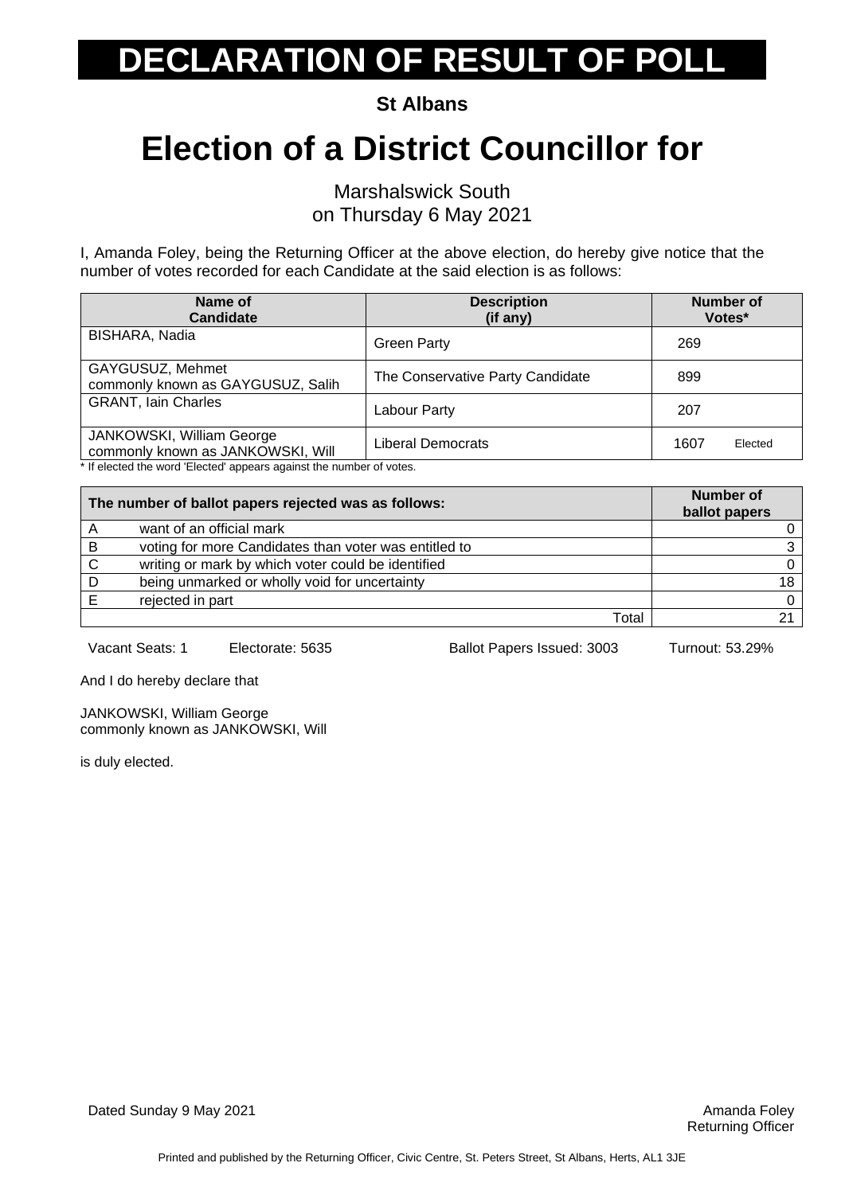// DECLARATION OF RESULT OF POLL

**St Albans**

# Election of a District Councillor for

Marshalswick South
on Thursday 6 May 2021

I, Amanda Foley, being the Returning Officer at the above election, do hereby give notice that the number of votes recorded for each Candidate at the said election is as follows:

| Name of Candidate | Description (if any) | Number of Votes* |
|---|---|---|
| BISHARA, Nadia | Green Party | 269 |
| GAYGUSUZ, Mehmet commonly known as GAYGUSUZ, Salih | The Conservative Party Candidate | 899 |
| GRANT, Iain Charles | Labour Party | 207 |
| JANKOWSKI, William George commonly known as JANKOWSKI, Will | Liberal Democrats | 1607 Elected |

* If elected the word 'Elected' appears against the number of votes.

| | The number of ballot papers rejected was as follows: | Number of ballot papers |
|---|---|---|
| A | want of an official mark | 0 |
| B | voting for more Candidates than voter was entitled to | 3 |
| C | writing or mark by which voter could be identified | 0 |
| D | being unmarked or wholly void for uncertainty | 18 |
| E | rejected in part | 0 |
| | Total | 21 |

Vacant Seats: 1 Electorate: 5635 Ballot Papers Issued: 3003 Turnout: 53.29%

And I do hereby declare that

JANKOWSKI, William George
commonly known as JANKOWSKI, Will

is duly elected.

Dated Sunday 9 May 2021

Amanda Foley
Returning Officer

Printed and published by the Returning Officer, Civic Centre, St. Peters Street, St Albans, Herts, AL1 3JE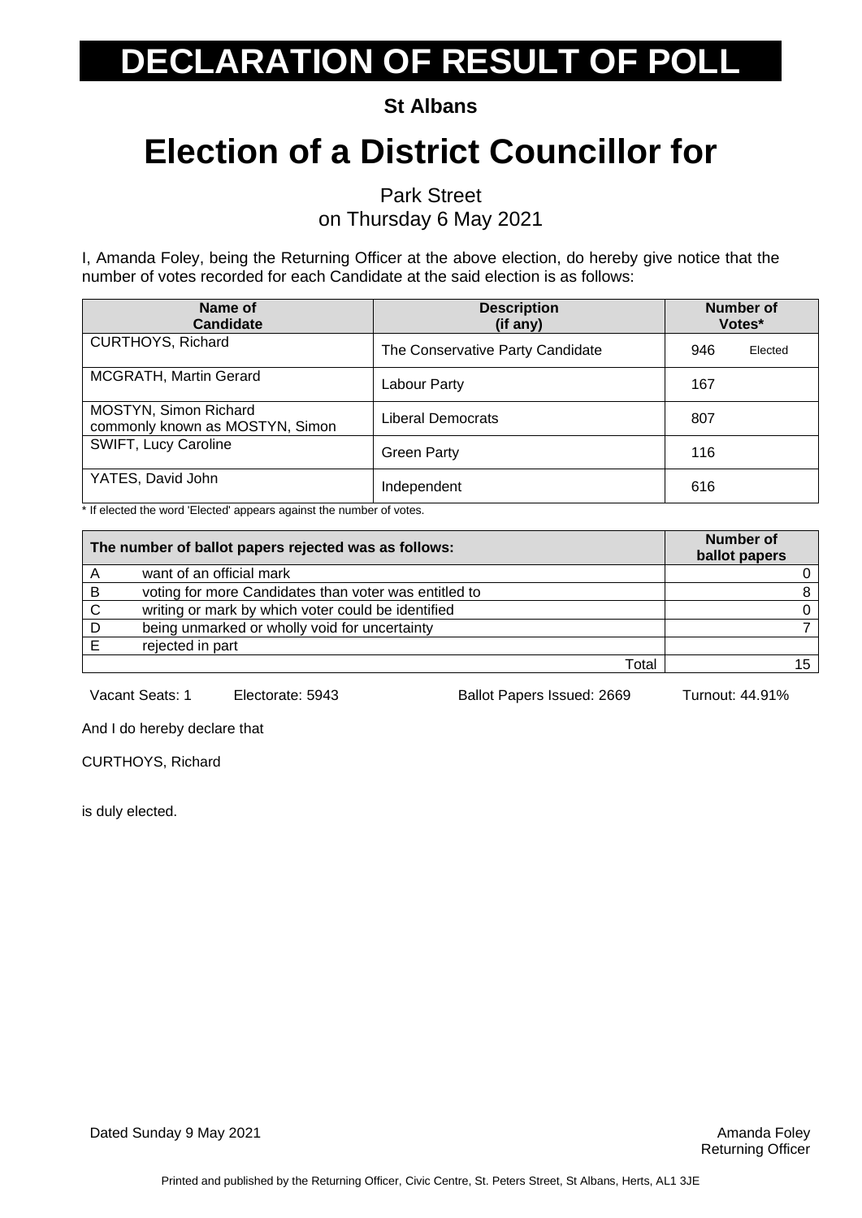# DECLARATION OF RESULT OF POLL

**St Albans**

# Election of a District Councillor for

Park Street
on Thursday 6 May 2021

I, Amanda Foley, being the Returning Officer at the above election, do hereby give notice that the number of votes recorded for each Candidate at the said election is as follows:

| Name of Candidate | Description (if any) | Number of Votes* |
|---|---|---|
| CURTHOYS, Richard | The Conservative Party Candidate | 946 Elected |
| MCGRATH, Martin Gerard | Labour Party | 167 |
| MOSTYN, Simon Richard commonly known as MOSTYN, Simon | Liberal Democrats | 807 |
| SWIFT, Lucy Caroline | Green Party | 116 |
| YATES, David John | Independent | 616 |

\* If elected the word 'Elected' appears against the number of votes.

| | The number of ballot papers rejected was as follows: | Number of ballot papers |
|---|---|---|
| A | want of an official mark | 0 |
| B | voting for more Candidates than voter was entitled to | 8 |
| C | writing or mark by which voter could be identified | 0 |
| D | being unmarked or wholly void for uncertainty | 7 |
| E | rejected in part | |
| | Total | 15 |

Vacant Seats: 1 Electorate: 5943 Ballot Papers Issued: 2669 Turnout: 44.91%

And I do hereby declare that

CURTHOYS, Richard

is duly elected.

Dated Sunday 9 May 2021

Amanda Foley
Returning Officer

Printed and published by the Returning Officer, Civic Centre, St. Peters Street, St Albans, Herts, AL1 3JE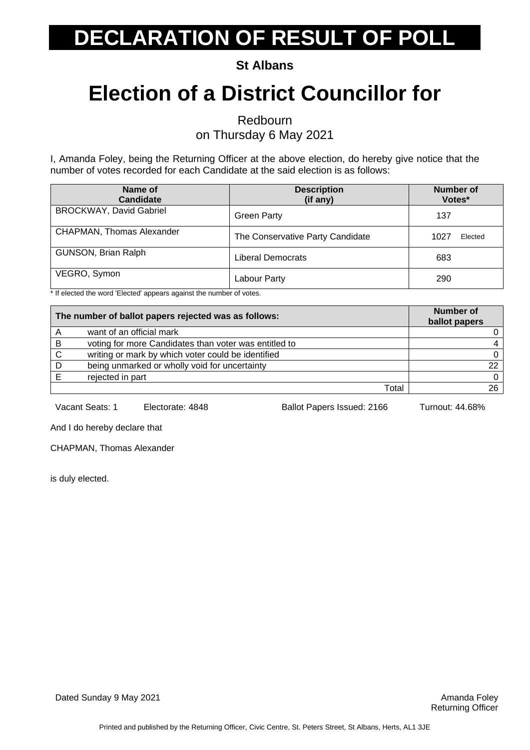# DECLARATION OF RESULT OF POLL

**St Albans**

# Election of a District Councillor for

Redbourn
on Thursday 6 May 2021

I, Amanda Foley, being the Returning Officer at the above election, do hereby give notice that the number of votes recorded for each Candidate at the said election is as follows:

| Name of Candidate | Description (if any) | Number of Votes* |
|---|---|---|
| BROCKWAY, David Gabriel | Green Party | 137 |
| CHAPMAN, Thomas Alexander | The Conservative Party Candidate | 1027 Elected |
| GUNSON, Brian Ralph | Liberal Democrats | 683 |
| VEGRO, Symon | Labour Party | 290 |

* If elected the word 'Elected' appears against the number of votes.

| The number of ballot papers rejected was as follows: | | Number of ballot papers |
|---|---|---|
| A | want of an official mark | 0 |
| B | voting for more Candidates than voter was entitled to | 4 |
| C | writing or mark by which voter could be identified | 0 |
| D | being unmarked or wholly void for uncertainty | 22 |
| E | rejected in part | 0 |
| | Total | 26 |

Vacant Seats: 1 Electorate: 4848 Ballot Papers Issued: 2166 Turnout: 44.68%

And I do hereby declare that

CHAPMAN, Thomas Alexander

is duly elected.

Dated Sunday 9 May 2021

Amanda Foley
Returning Officer

Printed and published by the Returning Officer, Civic Centre, St. Peters Street, St Albans, Herts, AL1 3JE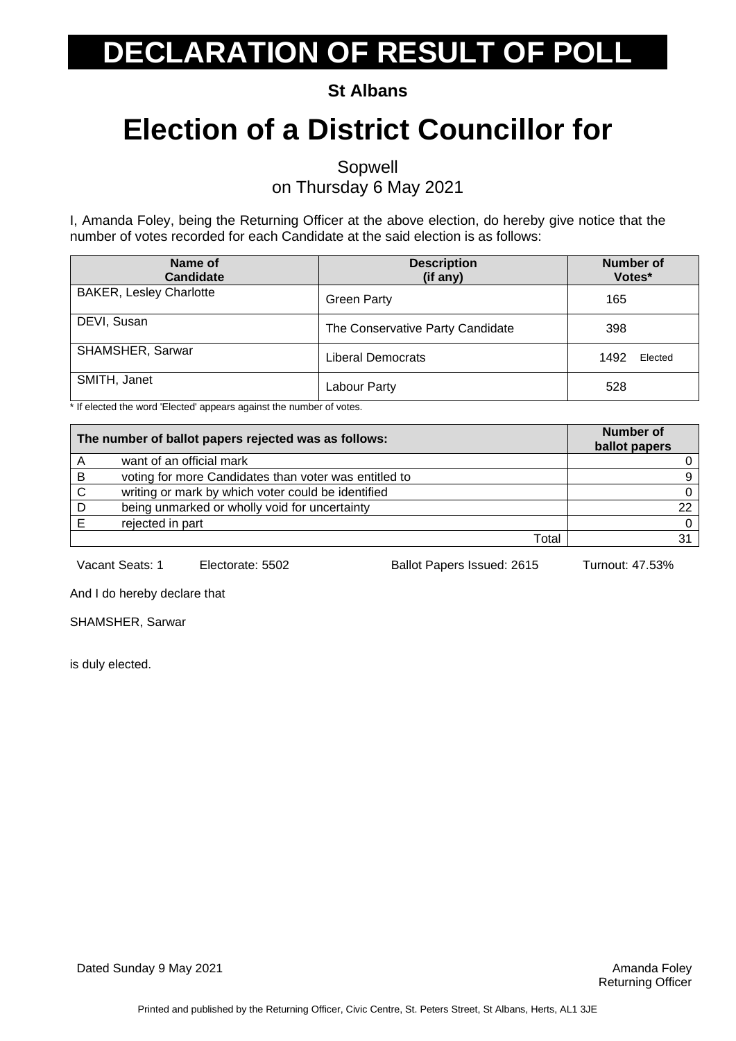# DECLARATION OF RESULT OF POLL

**St Albans**

# Election of a District Councillor for

Sopwell
on Thursday 6 May 2021

I, Amanda Foley, being the Returning Officer at the above election, do hereby give notice that the number of votes recorded for each Candidate at the said election is as follows:

| Name of Candidate | Description (if any) | Number of Votes* |
|---|---|---|
| BAKER, Lesley Charlotte | Green Party | 165 |
| DEVI, Susan | The Conservative Party Candidate | 398 |
| SHAMSHER, Sarwar | Liberal Democrats | 1492 Elected |
| SMITH, Janet | Labour Party | 528 |

* If elected the word 'Elected' appears against the number of votes.

| The number of ballot papers rejected was as follows: | | Number of ballot papers |
|---|---|---|
| A | want of an official mark | 0 |
| B | voting for more Candidates than voter was entitled to | 9 |
| C | writing or mark by which voter could be identified | 0 |
| D | being unmarked or wholly void for uncertainty | 22 |
| E | rejected in part | 0 |
| | Total | 31 |

Vacant Seats: 1 Electorate: 5502 Ballot Papers Issued: 2615 Turnout: 47.53%

And I do hereby declare that

SHAMSHER, Sarwar

is duly elected.

Dated Sunday 9 May 2021

Amanda Foley
Returning Officer

Printed and published by the Returning Officer, Civic Centre, St. Peters Street, St Albans, Herts, AL1 3JE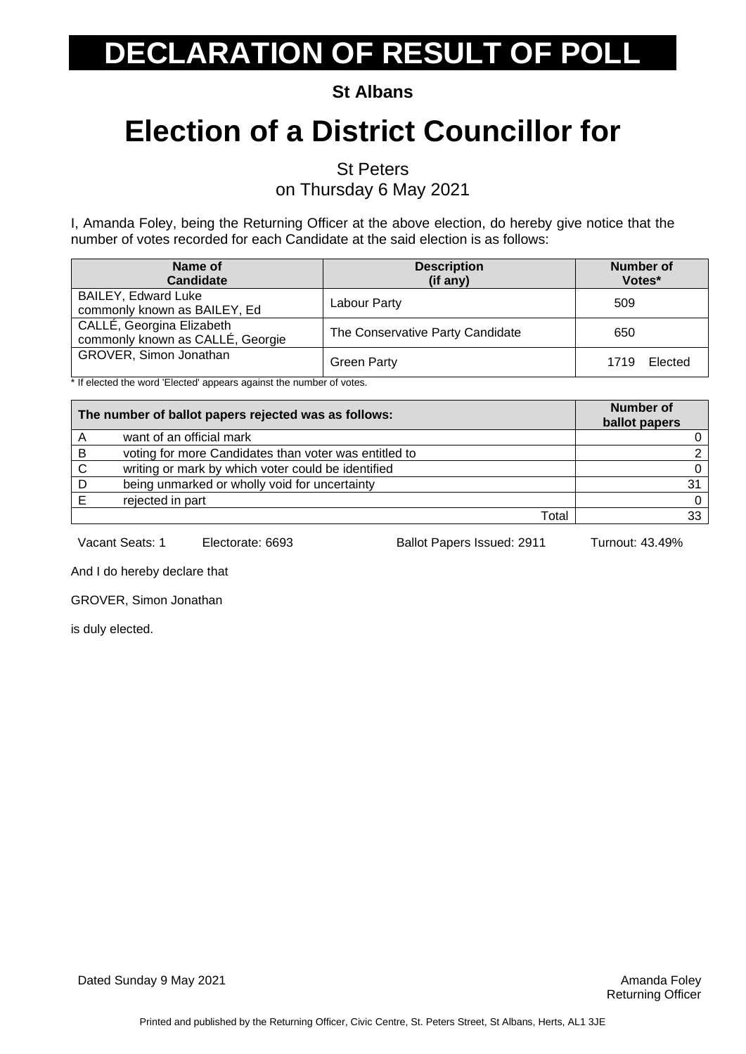# DECLARATION OF RESULT OF POLL

**St Albans**

# Election of a District Councillor for

St Peters
on Thursday 6 May 2021

I, Amanda Foley, being the Returning Officer at the above election, do hereby give notice that the number of votes recorded for each Candidate at the said election is as follows:

| Name of Candidate | Description (if any) | Number of Votes* |
|---|---|---|
| BAILEY, Edward Luke commonly known as BAILEY, Ed | Labour Party | 509 |
| CALLÉ, Georgina Elizabeth commonly known as CALLÉ, Georgie | The Conservative Party Candidate | 650 |
| GROVER, Simon Jonathan | Green Party | 1719 Elected |

* If elected the word 'Elected' appears against the number of votes.

| | The number of ballot papers rejected was as follows: | Number of ballot papers |
|---|---|---|
| A | want of an official mark | 0 |
| B | voting for more Candidates than voter was entitled to | 2 |
| C | writing or mark by which voter could be identified | 0 |
| D | being unmarked or wholly void for uncertainty | 31 |
| E | rejected in part | 0 |
| | Total | 33 |

Vacant Seats: 1 Electorate: 6693 Ballot Papers Issued: 2911 Turnout: 43.49%

And I do hereby declare that

GROVER, Simon Jonathan

is duly elected.

Dated Sunday 9 May 2021

Amanda Foley
Returning Officer

Printed and published by the Returning Officer, Civic Centre, St. Peters Street, St Albans, Herts, AL1 3JE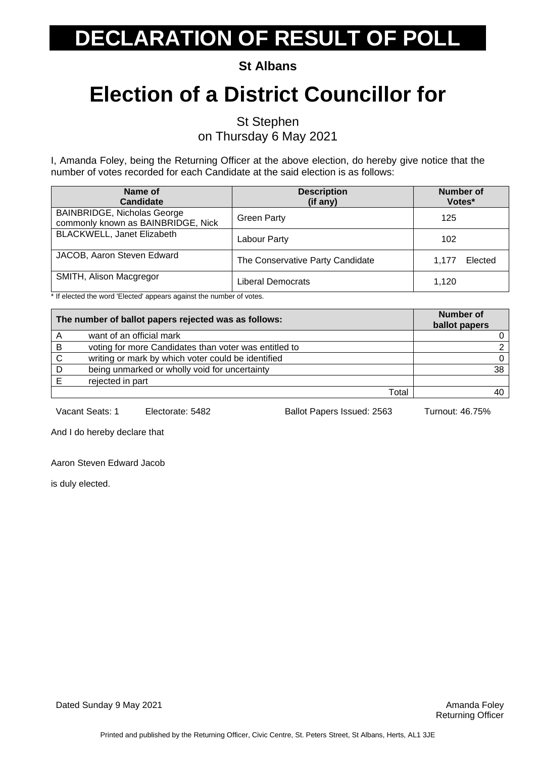# DECLARATION OF RESULT OF POLL

**St Albans**

# Election of a District Councillor for

St Stephen
on Thursday 6 May 2021

I, Amanda Foley, being the Returning Officer at the above election, do hereby give notice that the number of votes recorded for each Candidate at the said election is as follows:

| Name of Candidate | Description (if any) | Number of Votes* |
|---|---|---|
| BAINBRIDGE, Nicholas George commonly known as BAINBRIDGE, Nick | Green Party | 125 |
| BLACKWELL, Janet Elizabeth | Labour Party | 102 |
| JACOB, Aaron Steven Edward | The Conservative Party Candidate | 1,177 Elected |
| SMITH, Alison Macgregor | Liberal Democrats | 1,120 |

* If elected the word 'Elected' appears against the number of votes.

| | The number of ballot papers rejected was as follows: | Number of ballot papers |
|---|---|---|
| A | want of an official mark | 0 |
| B | voting for more Candidates than voter was entitled to | 2 |
| C | writing or mark by which voter could be identified | 0 |
| D | being unmarked or wholly void for uncertainty | 38 |
| E | rejected in part | |
| | Total | 40 |

Vacant Seats: 1 Electorate: 5482 Ballot Papers Issued: 2563 Turnout: 46.75%

And I do hereby declare that

Aaron Steven Edward Jacob

is duly elected.

Dated Sunday 9 May 2021

Amanda Foley
Returning Officer

Printed and published by the Returning Officer, Civic Centre, St. Peters Street, St Albans, Herts, AL1 3JE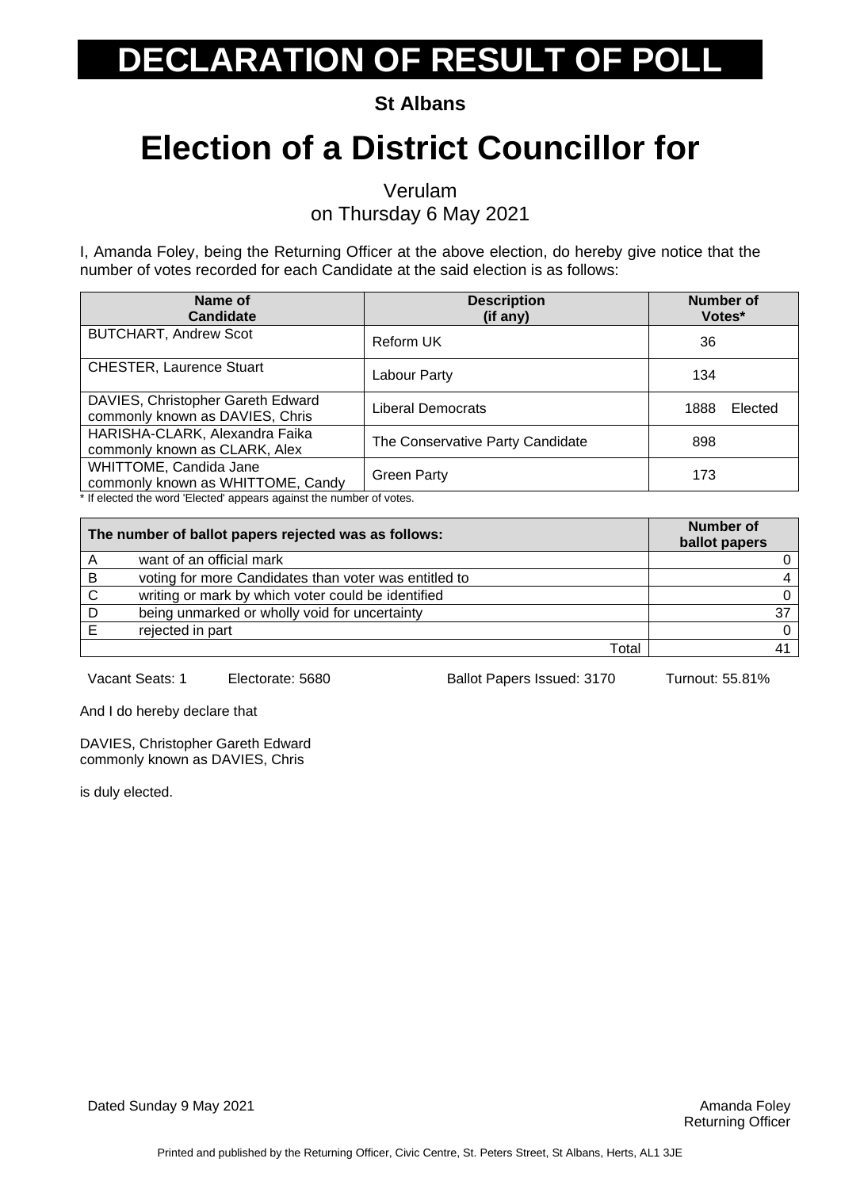# DECLARATION OF RESULT OF POLL

**St Albans**

# Election of a District Councillor for

Verulam
on Thursday 6 May 2021

I, Amanda Foley, being the Returning Officer at the above election, do hereby give notice that the number of votes recorded for each Candidate at the said election is as follows:

| Name of Candidate | Description (if any) | Number of Votes* |
|---|---|---|
| BUTCHART, Andrew Scot | Reform UK | 36 |
| CHESTER, Laurence Stuart | Labour Party | 134 |
| DAVIES, Christopher Gareth Edward commonly known as DAVIES, Chris | Liberal Democrats | 1888 Elected |
| HARISHA-CLARK, Alexandra Faika commonly known as CLARK, Alex | The Conservative Party Candidate | 898 |
| WHITTOME, Candida Jane commonly known as WHITTOME, Candy | Green Party | 173 |

\* If elected the word 'Elected' appears against the number of votes.

| | The number of ballot papers rejected was as follows: | Number of ballot papers |
|---|---|---|
| A | want of an official mark | 0 |
| B | voting for more Candidates than voter was entitled to | 4 |
| C | writing or mark by which voter could be identified | 0 |
| D | being unmarked or wholly void for uncertainty | 37 |
| E | rejected in part | 0 |
| | Total | 41 |

Vacant Seats: 1 Electorate: 5680 Ballot Papers Issued: 3170 Turnout: 55.81%

And I do hereby declare that

DAVIES, Christopher Gareth Edward
commonly known as DAVIES, Chris

is duly elected.

Dated Sunday 9 May 2021

Amanda Foley
Returning Officer

Printed and published by the Returning Officer, Civic Centre, St. Peters Street, St Albans, Herts, AL1 3JE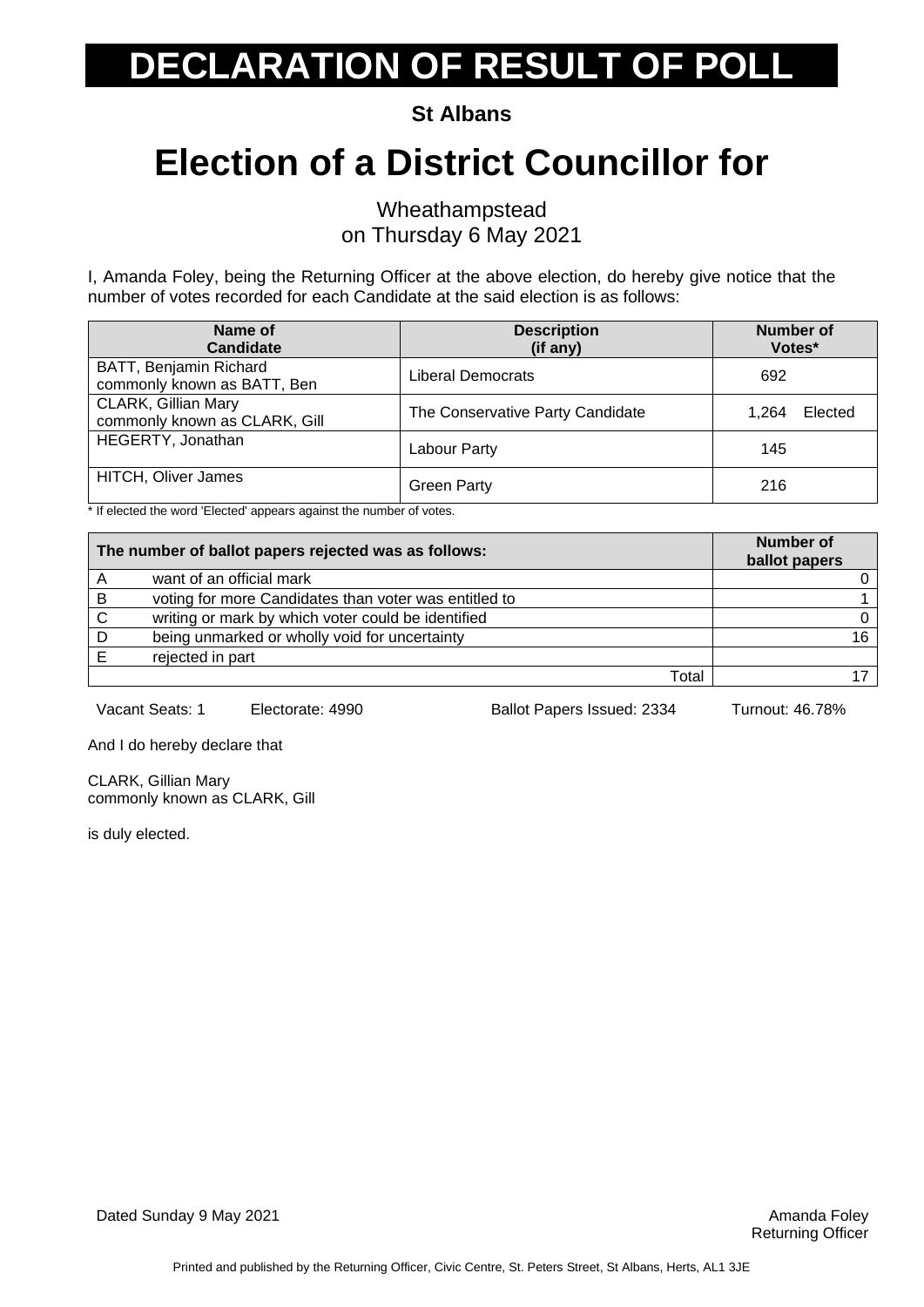# DECLARATION OF RESULT OF POLL

**St Albans**

# Election of a District Councillor for

Wheathampstead
on Thursday 6 May 2021

I, Amanda Foley, being the Returning Officer at the above election, do hereby give notice that the number of votes recorded for each Candidate at the said election is as follows:

| Name of Candidate | Description (if any) | Number of Votes* |
|---|---|---|
| BATT, Benjamin Richard commonly known as BATT, Ben | Liberal Democrats | 692 |
| CLARK, Gillian Mary commonly known as CLARK, Gill | The Conservative Party Candidate | 1,264 Elected |
| HEGERTY, Jonathan | Labour Party | 145 |
| HITCH, Oliver James | Green Party | 216 |

* If elected the word 'Elected' appears against the number of votes.

| | The number of ballot papers rejected was as follows: | Number of ballot papers |
|---|---|---|
| A | want of an official mark | 0 |
| B | voting for more Candidates than voter was entitled to | 1 |
| C | writing or mark by which voter could be identified | 0 |
| D | being unmarked or wholly void for uncertainty | 16 |
| E | rejected in part | |
| | Total | 17 |

Vacant Seats: 1 Electorate: 4990 Ballot Papers Issued: 2334 Turnout: 46.78%

And I do hereby declare that

CLARK, Gillian Mary
commonly known as CLARK, Gill

is duly elected.

Dated Sunday 9 May 2021

Amanda Foley
Returning Officer

Printed and published by the Returning Officer, Civic Centre, St. Peters Street, St Albans, Herts, AL1 3JE